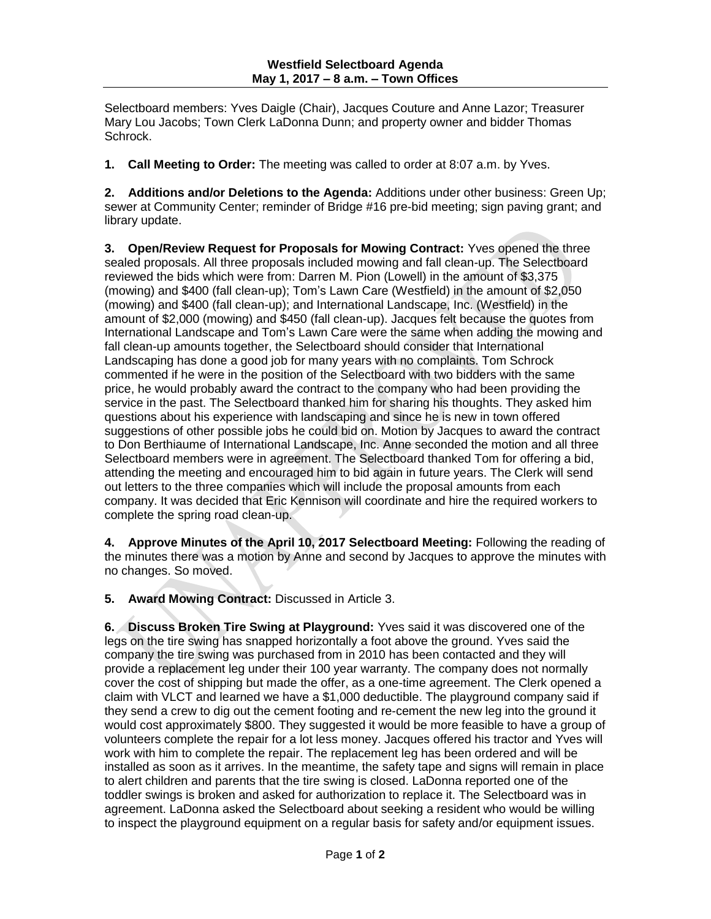**Westfield Selectboard Agenda**
**May 1, 2017 – 8 a.m. – Town Offices**

Selectboard members: Yves Daigle (Chair), Jacques Couture and Anne Lazor; Treasurer Mary Lou Jacobs; Town Clerk LaDonna Dunn; and property owner and bidder Thomas Schrock.

**1. Call Meeting to Order:** The meeting was called to order at 8:07 a.m. by Yves.

**2. Additions and/or Deletions to the Agenda:** Additions under other business: Green Up; sewer at Community Center; reminder of Bridge #16 pre-bid meeting; sign paving grant; and library update.

**3. Open/Review Request for Proposals for Mowing Contract:** Yves opened the three sealed proposals. All three proposals included mowing and fall clean-up. The Selectboard reviewed the bids which were from: Darren M. Pion (Lowell) in the amount of $3,375 (mowing) and $400 (fall clean-up); Tom's Lawn Care (Westfield) in the amount of $2,050 (mowing) and $400 (fall clean-up); and International Landscape, Inc. (Westfield) in the amount of $2,000 (mowing) and $450 (fall clean-up). Jacques felt because the quotes from International Landscape and Tom's Lawn Care were the same when adding the mowing and fall clean-up amounts together, the Selectboard should consider that International Landscaping has done a good job for many years with no complaints. Tom Schrock commented if he were in the position of the Selectboard with two bidders with the same price, he would probably award the contract to the company who had been providing the service in the past. The Selectboard thanked him for sharing his thoughts. They asked him questions about his experience with landscaping and since he is new in town offered suggestions of other possible jobs he could bid on. Motion by Jacques to award the contract to Don Berthiaume of International Landscape, Inc. Anne seconded the motion and all three Selectboard members were in agreement. The Selectboard thanked Tom for offering a bid, attending the meeting and encouraged him to bid again in future years. The Clerk will send out letters to the three companies which will include the proposal amounts from each company. It was decided that Eric Kennison will coordinate and hire the required workers to complete the spring road clean-up.

**4. Approve Minutes of the April 10, 2017 Selectboard Meeting:** Following the reading of the minutes there was a motion by Anne and second by Jacques to approve the minutes with no changes. So moved.

**5. Award Mowing Contract:** Discussed in Article 3.

**6. Discuss Broken Tire Swing at Playground:** Yves said it was discovered one of the legs on the tire swing has snapped horizontally a foot above the ground. Yves said the company the tire swing was purchased from in 2010 has been contacted and they will provide a replacement leg under their 100 year warranty. The company does not normally cover the cost of shipping but made the offer, as a one-time agreement. The Clerk opened a claim with VLCT and learned we have a $1,000 deductible. The playground company said if they send a crew to dig out the cement footing and re-cement the new leg into the ground it would cost approximately $800. They suggested it would be more feasible to have a group of volunteers complete the repair for a lot less money. Jacques offered his tractor and Yves will work with him to complete the repair. The replacement leg has been ordered and will be installed as soon as it arrives. In the meantime, the safety tape and signs will remain in place to alert children and parents that the tire swing is closed. LaDonna reported one of the toddler swings is broken and asked for authorization to replace it. The Selectboard was in agreement. LaDonna asked the Selectboard about seeking a resident who would be willing to inspect the playground equipment on a regular basis for safety and/or equipment issues.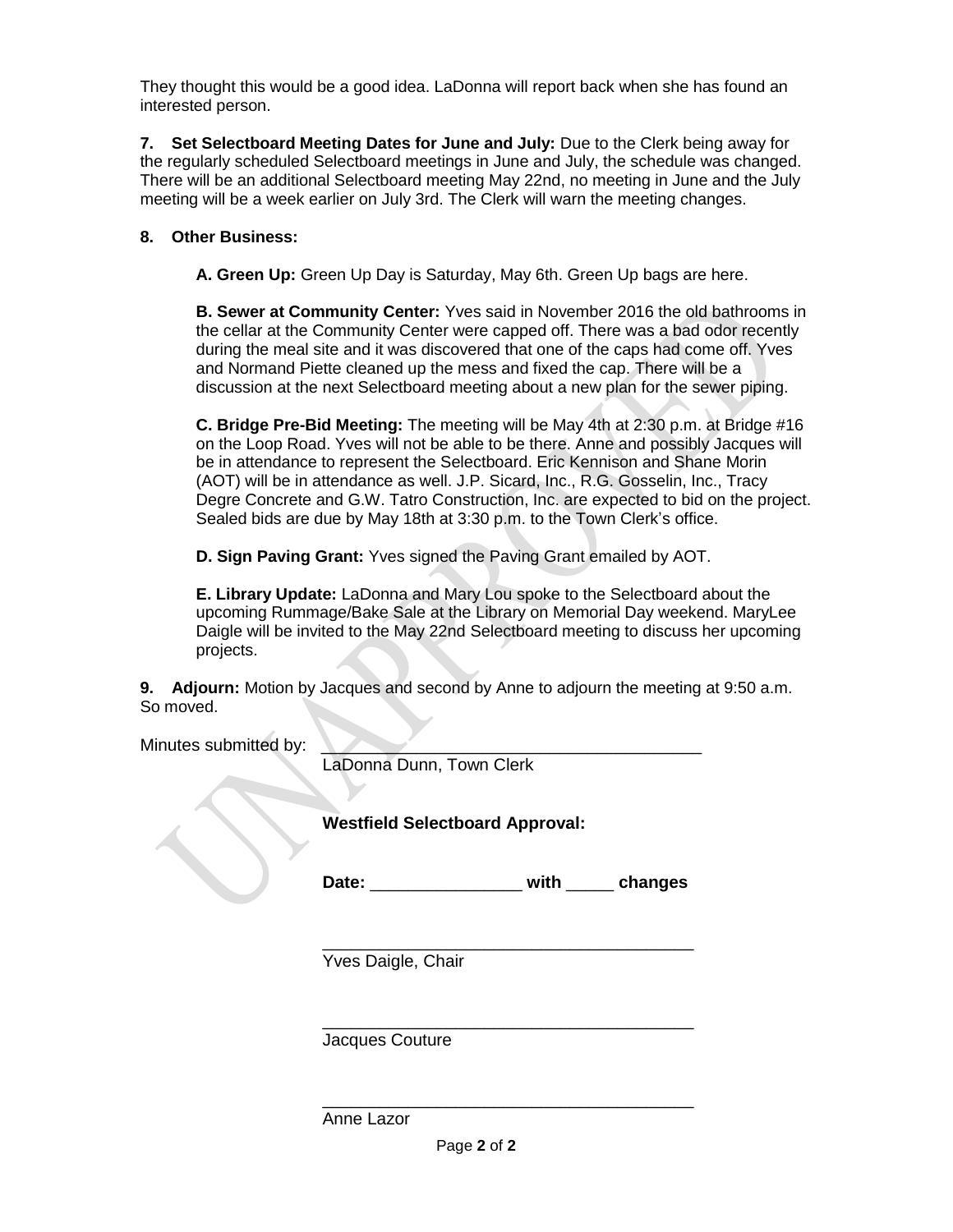They thought this would be a good idea. LaDonna will report back when she has found an interested person.

**7. Set Selectboard Meeting Dates for June and July:** Due to the Clerk being away for the regularly scheduled Selectboard meetings in June and July, the schedule was changed. There will be an additional Selectboard meeting May 22nd, no meeting in June and the July meeting will be a week earlier on July 3rd. The Clerk will warn the meeting changes.

**8. Other Business:**

**A. Green Up:** Green Up Day is Saturday, May 6th. Green Up bags are here.

**B. Sewer at Community Center:** Yves said in November 2016 the old bathrooms in the cellar at the Community Center were capped off. There was a bad odor recently during the meal site and it was discovered that one of the caps had come off. Yves and Normand Piette cleaned up the mess and fixed the cap. There will be a discussion at the next Selectboard meeting about a new plan for the sewer piping.

**C. Bridge Pre-Bid Meeting:** The meeting will be May 4th at 2:30 p.m. at Bridge #16 on the Loop Road. Yves will not be able to be there. Anne and possibly Jacques will be in attendance to represent the Selectboard. Eric Kennison and Shane Morin (AOT) will be in attendance as well. J.P. Sicard, Inc., R.G. Gosselin, Inc., Tracy Degre Concrete and G.W. Tatro Construction, Inc. are expected to bid on the project. Sealed bids are due by May 18th at 3:30 p.m. to the Town Clerk's office.

**D. Sign Paving Grant:** Yves signed the Paving Grant emailed by AOT.

**E. Library Update:** LaDonna and Mary Lou spoke to the Selectboard about the upcoming Rummage/Bake Sale at the Library on Memorial Day weekend. MaryLee Daigle will be invited to the May 22nd Selectboard meeting to discuss her upcoming projects.

**9. Adjourn:** Motion by Jacques and second by Anne to adjourn the meeting at 9:50 a.m. So moved.

Minutes submitted by: ________________________________________
LaDonna Dunn, Town Clerk

**Westfield Selectboard Approval:**

**Date:** ________________ **with** _____ **changes**

________________________________________
Yves Daigle, Chair

________________________________________
Jacques Couture

________________________________________
Anne Lazor